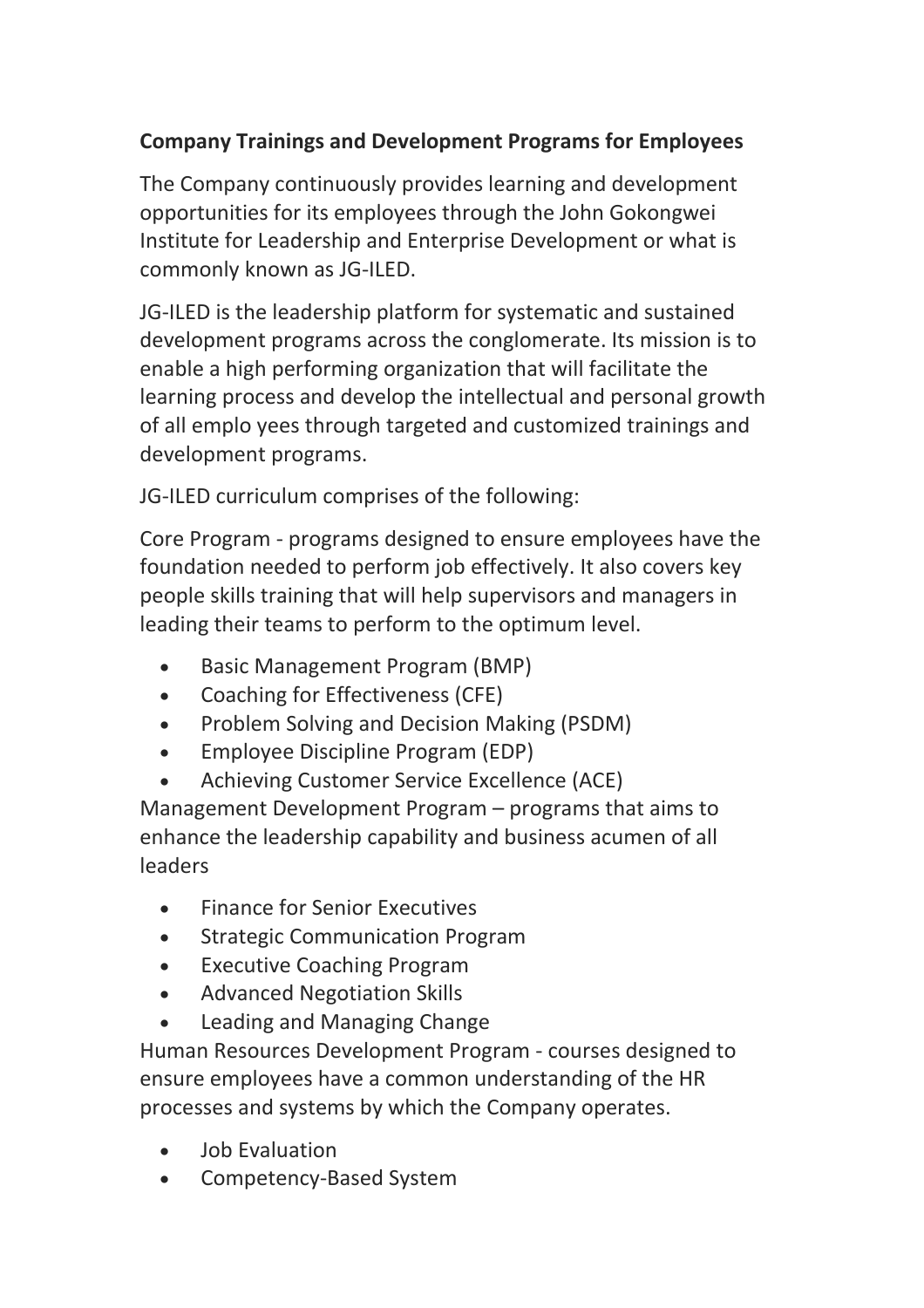**Company Trainings and Development Programs for Employees**

The Company continuously provides learning and development opportunities for its employees through the John Gokongwei Institute for Leadership and Enterprise Development or what is commonly known as JG-ILED.

JG-ILED is the leadership platform for systematic and sustained development programs across the conglomerate. Its mission is to enable a high performing organization that will facilitate the learning process and develop the intellectual and personal growth of all emplo yees through targeted and customized trainings and development programs.

JG-ILED curriculum comprises of the following:

Core Program - programs designed to ensure employees have the foundation needed to perform job effectively. It also covers key people skills training that will help supervisors and managers in leading their teams to perform to the optimum level.

- Basic Management Program (BMP)
- Coaching for Effectiveness (CFE)
- Problem Solving and Decision Making (PSDM)
- Employee Discipline Program (EDP)
- Achieving Customer Service Excellence (ACE)

Management Development Program – programs that aims to enhance the leadership capability and business acumen of all leaders

- Finance for Senior Executives
- Strategic Communication Program
- Executive Coaching Program
- Advanced Negotiation Skills
- Leading and Managing Change

Human Resources Development Program - courses designed to ensure employees have a common understanding of the HR processes and systems by which the Company operates.

- Job Evaluation
- Competency-Based System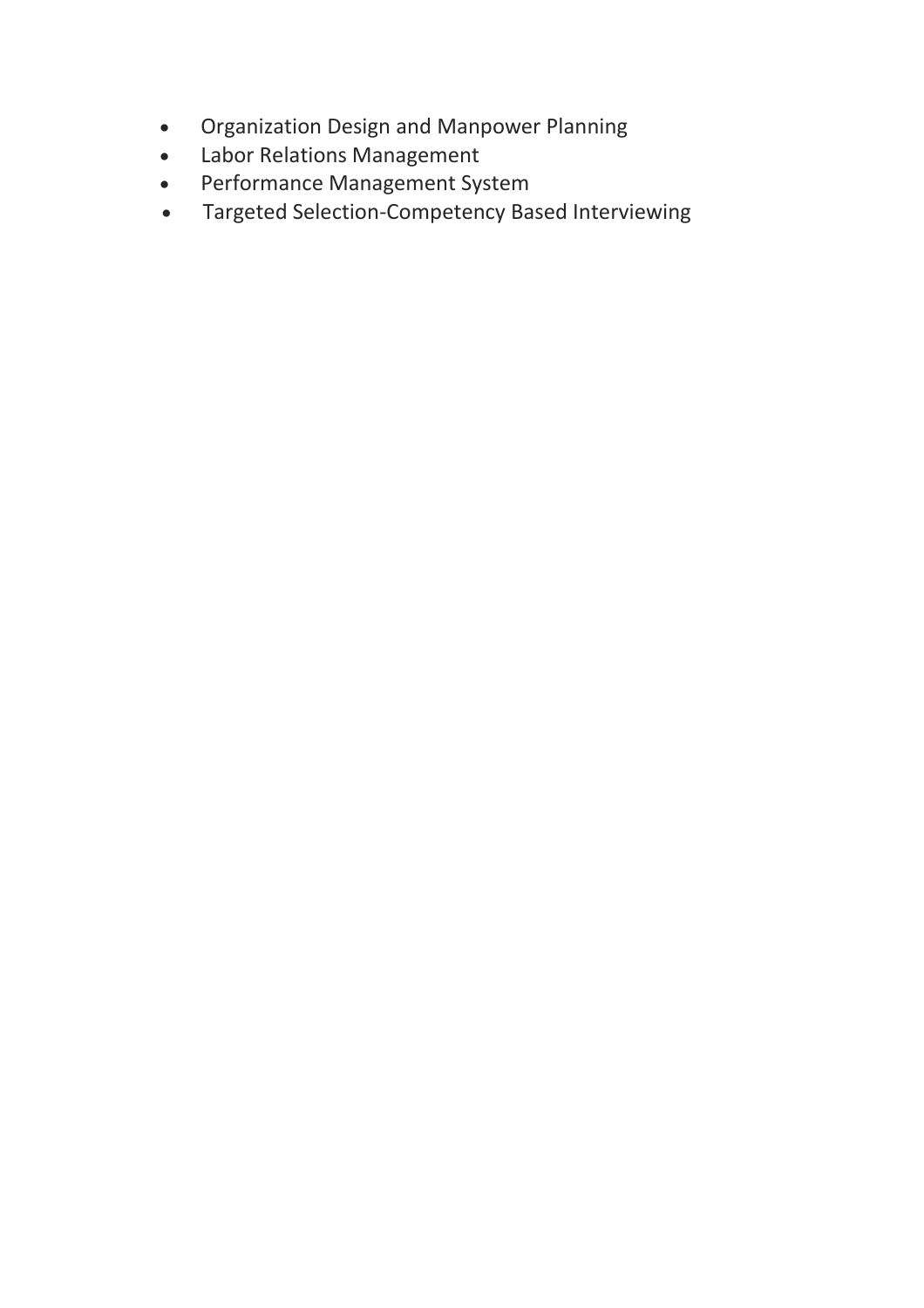- Organization Design and Manpower Planning
- Labor Relations Management
- Performance Management System
- Targeted Selection-Competency Based Interviewing